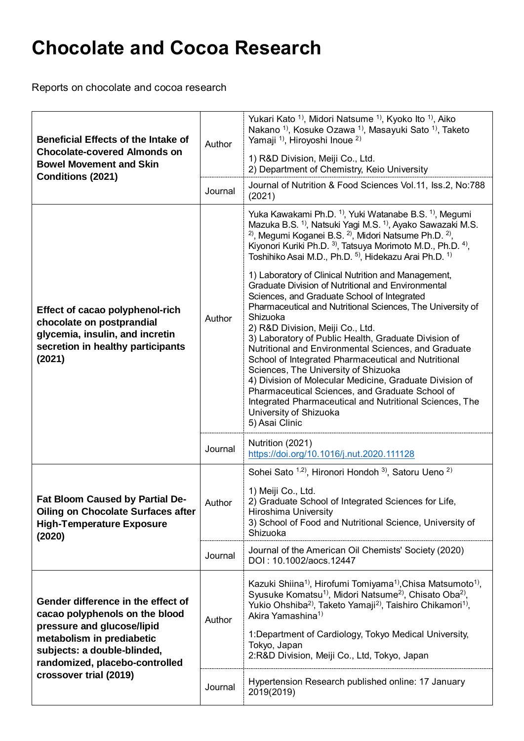# Chocolate and Cocoa Research

Reports on chocolate and cocoa research

| Title | | |
|---|---|---|
| **Beneficial Effects of the Intake of Chocolate-covered Almonds on Bowel Movement and Skin Conditions (2021)** | Author | Yukari Kato [1], Midori Natsume [1], Kyoko Ito [1], Aiko Nakano [1], Kosuke Ozawa [1], Masayuki Sato [1], Taketo Yamaji [1], Hiroyoshi Inoue [2]<br><br>1) R&D Division, Meiji Co., Ltd.<br>2) Department of Chemistry, Keio University |
| | Journal | Journal of Nutrition & Food Sciences Vol.11, Iss.2, No:788 (2021) |
| **Effect of cacao polyphenol-rich chocolate on postprandial glycemia, insulin, and incretin secretion in healthy participants (2021)** | Author | Yuka Kawakami Ph.D. [1], Yuki Watanabe B.S. [1], Megumi Mazuka B.S. [1], Natsuki Yagi M.S. [1], Ayako Sawazaki M.S. [2], Megumi Koganei B.S. [2], Midori Natsume Ph.D. [2], Kiyonori Kuriki Ph.D. [3], Tatsuya Morimoto M.D., Ph.D. [4], Toshihiko Asai M.D., Ph.D. [5], Hidekazu Arai Ph.D. [1]<br><br>1) Laboratory of Clinical Nutrition and Management, Graduate Division of Nutritional and Environmental Sciences, and Graduate School of Integrated Pharmaceutical and Nutritional Sciences, The University of Shizuoka<br>2) R&D Division, Meiji Co., Ltd.<br>3) Laboratory of Public Health, Graduate Division of Nutritional and Environmental Sciences, and Graduate School of Integrated Pharmaceutical and Nutritional Sciences, The University of Shizuoka<br>4) Division of Molecular Medicine, Graduate Division of Pharmaceutical Sciences, and Graduate School of Integrated Pharmaceutical and Nutritional Sciences, The University of Shizuoka<br>5) Asai Clinic |
| | Journal | Nutrition (2021)<br>https://doi.org/10.1016/j.nut.2020.111128 |
| **Fat Bloom Caused by Partial De-Oiling on Chocolate Surfaces after High-Temperature Exposure (2020)** | Author | Sohei Sato [1,2], Hironori Hondoh [3], Satoru Ueno [2]<br><br>1) Meiji Co., Ltd.<br>2) Graduate School of Integrated Sciences for Life, Hiroshima University<br>3) School of Food and Nutritional Science, University of Shizuoka |
| | Journal | Journal of the American Oil Chemists' Society (2020)<br>DOI : 10.1002/aocs.12447 |
| **Gender difference in the effect of cacao polyphenols on the blood pressure and glucose/lipid metabolism in prediabetic subjects: a double-blinded, randomized, placebo-controlled crossover trial (2019)** | Author | Kazuki Shiina[1], Hirofumi Tomiyama[1],Chisa Matsumoto[1], Syusuke Komatsu[1], Midori Natsume[2], Chisato Oba[2], Yukio Ohshiba[2], Taketo Yamaji[2], Taishiro Chikamori[1], Akira Yamashina[1]<br><br>1:Department of Cardiology, Tokyo Medical University, Tokyo, Japan<br>2:R&D Division, Meiji Co., Ltd, Tokyo, Japan |
| | Journal | Hypertension Research published online: 17 January 2019(2019) |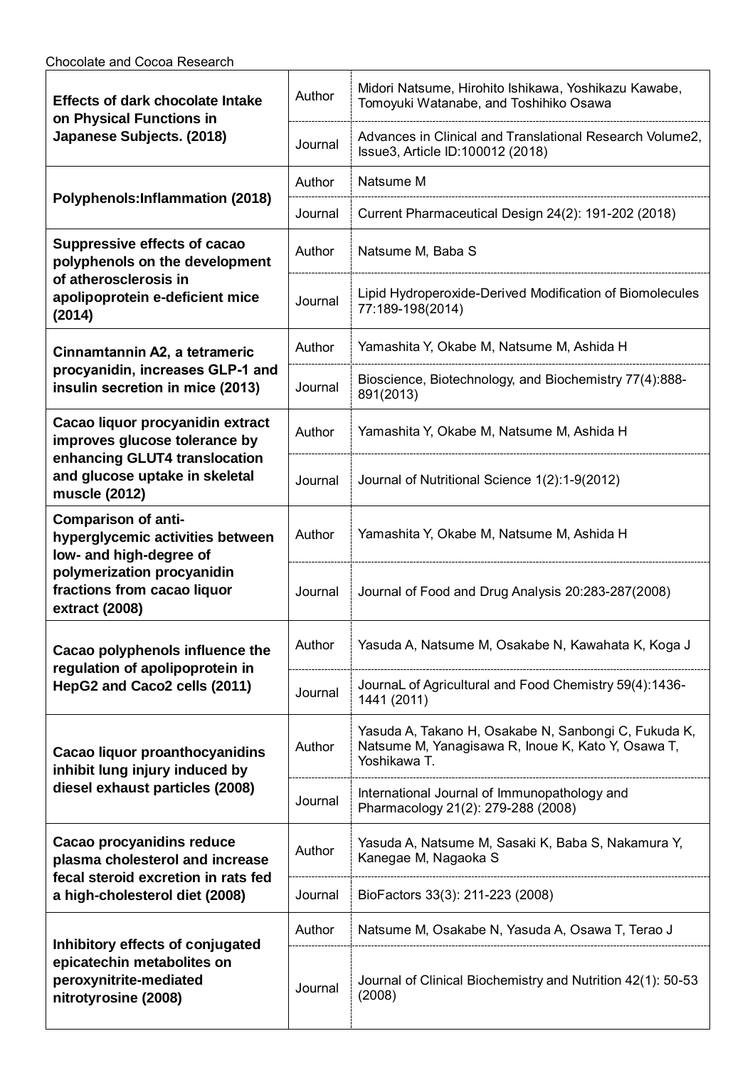Chocolate and Cocoa Research

| Title | | |
|---|---|---|
| **Effects of dark chocolate Intake on Physical Functions in Japanese Subjects. (2018)** | Author | Midori Natsume, Hirohito Ishikawa, Yoshikazu Kawabe, Tomoyuki Watanabe, and Toshihiko Osawa |
| | Journal | Advances in Clinical and Translational Research Volume2, Issue3, Article ID:100012 (2018) |
| **Polyphenols:Inflammation (2018)** | Author | Natsume M |
| | Journal | Current Pharmaceutical Design 24(2): 191-202 (2018) |
| **Suppressive effects of cacao polyphenols on the development of atherosclerosis in apolipoprotein e-deficient mice (2014)** | Author | Natsume M, Baba S |
| | Journal | Lipid Hydroperoxide-Derived Modification of Biomolecules 77:189-198(2014) |
| **Cinnamtannin A2, a tetrameric procyanidin, increases GLP-1 and insulin secretion in mice (2013)** | Author | Yamashita Y, Okabe M, Natsume M, Ashida H |
| | Journal | Bioscience, Biotechnology, and Biochemistry 77(4):888-891(2013) |
| **Cacao liquor procyanidin extract improves glucose tolerance by enhancing GLUT4 translocation and glucose uptake in skeletal muscle (2012)** | Author | Yamashita Y, Okabe M, Natsume M, Ashida H |
| | Journal | Journal of Nutritional Science 1(2):1-9(2012) |
| **Comparison of anti-hyperglycemic activities between low- and high-degree of polymerization procyanidin fractions from cacao liquor extract (2008)** | Author | Yamashita Y, Okabe M, Natsume M, Ashida H |
| | Journal | Journal of Food and Drug Analysis 20:283-287(2008) |
| **Cacao polyphenols influence the regulation of apolipoprotein in HepG2 and Caco2 cells (2011)** | Author | Yasuda A, Natsume M, Osakabe N, Kawahata K, Koga J |
| | Journal | JournaL of Agricultural and Food Chemistry 59(4):1436-1441 (2011) |
| **Cacao liquor proanthocyanidins inhibit lung injury induced by diesel exhaust particles (2008)** | Author | Yasuda A, Takano H, Osakabe N, Sanbongi C, Fukuda K, Natsume M, Yanagisawa R, Inoue K, Kato Y, Osawa T, Yoshikawa T. |
| | Journal | International Journal of Immunopathology and Pharmacology 21(2): 279-288 (2008) |
| **Cacao procyanidins reduce plasma cholesterol and increase fecal steroid excretion in rats fed a high-cholesterol diet (2008)** | Author | Yasuda A, Natsume M, Sasaki K, Baba S, Nakamura Y, Kanegae M, Nagaoka S |
| | Journal | BioFactors 33(3): 211-223 (2008) |
| **Inhibitory effects of conjugated epicatechin metabolites on peroxynitrite-mediated nitrotyrosine (2008)** | Author | Natsume M, Osakabe N, Yasuda A, Osawa T, Terao J |
| | Journal | Journal of Clinical Biochemistry and Nutrition 42(1): 50-53 (2008) |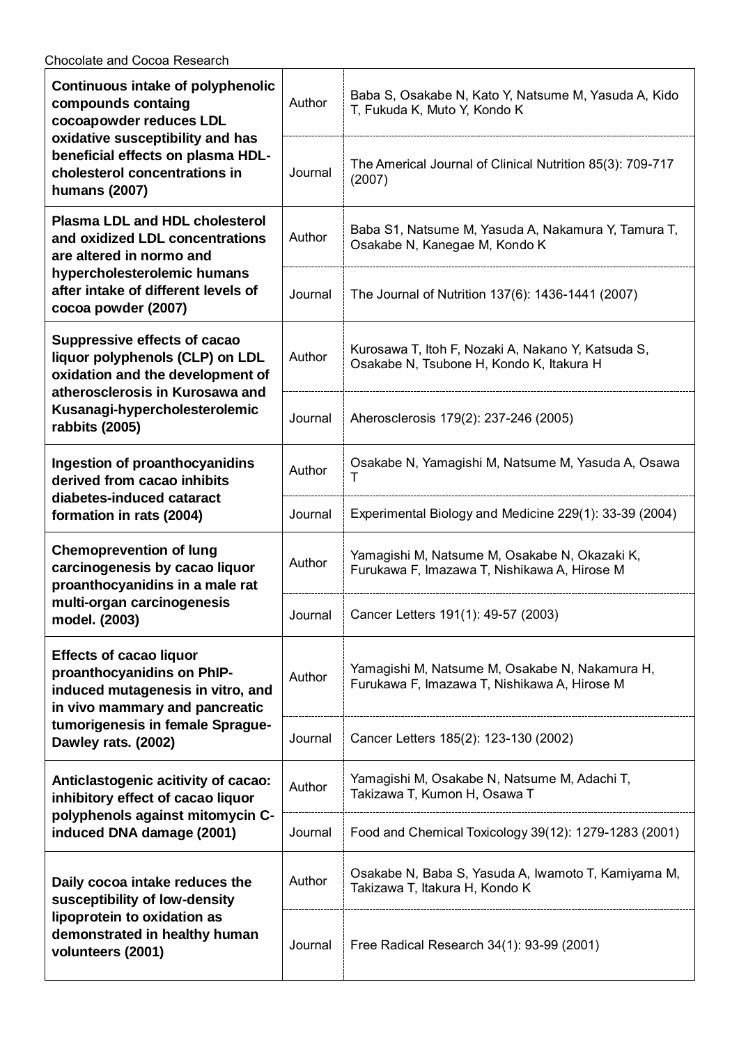Chocolate and Cocoa Research

| Title | | |
|---|---|---|
| **Continuous intake of polyphenolic compounds containg cocoapowder reduces LDL oxidative susceptibility and has beneficial effects on plasma HDL-cholesterol concentrations in humans (2007)** | Author | Baba S, Osakabe N, Kato Y, Natsume M, Yasuda A, Kido T, Fukuda K, Muto Y, Kondo K |
| | Journal | The Americal Journal of Clinical Nutrition 85(3): 709-717 (2007) |
| **Plasma LDL and HDL cholesterol and oxidized LDL concentrations are altered in normo and hypercholesterolemic humans after intake of different levels of cocoa powder (2007)** | Author | Baba S1, Natsume M, Yasuda A, Nakamura Y, Tamura T, Osakabe N, Kanegae M, Kondo K |
| | Journal | The Journal of Nutrition 137(6): 1436-1441 (2007) |
| **Suppressive effects of cacao liquor polyphenols (CLP) on LDL oxidation and the development of atherosclerosis in Kurosawa and Kusanagi-hypercholesterolemic rabbits (2005)** | Author | Kurosawa T, Itoh F, Nozaki A, Nakano Y, Katsuda S, Osakabe N, Tsubone H, Kondo K, Itakura H |
| | Journal | Aherosclerosis 179(2): 237-246 (2005) |
| **Ingestion of proanthocyanidins derived from cacao inhibits diabetes-induced cataract formation in rats (2004)** | Author | Osakabe N, Yamagishi M, Natsume M, Yasuda A, Osawa T |
| | Journal | Experimental Biology and Medicine 229(1): 33-39 (2004) |
| **Chemoprevention of lung carcinogenesis by cacao liquor proanthocyanidins in a male rat multi-organ carcinogenesis model. (2003)** | Author | Yamagishi M, Natsume M, Osakabe N, Okazaki K, Furukawa F, Imazawa T, Nishikawa A, Hirose M |
| | Journal | Cancer Letters 191(1): 49-57 (2003) |
| **Effects of cacao liquor proanthocyanidins on PhIP-induced mutagenesis in vitro, and in vivo mammary and pancreatic tumorigenesis in female Sprague-Dawley rats. (2002)** | Author | Yamagishi M, Natsume M, Osakabe N, Nakamura H, Furukawa F, Imazawa T, Nishikawa A, Hirose M |
| | Journal | Cancer Letters 185(2): 123-130 (2002) |
| **Anticlastogenic acitivity of cacao: inhibitory effect of cacao liquor polyphenols against mitomycin C-induced DNA damage (2001)** | Author | Yamagishi M, Osakabe N, Natsume M, Adachi T, Takizawa T, Kumon H, Osawa T |
| | Journal | Food and Chemical Toxicology 39(12): 1279-1283 (2001) |
| **Daily cocoa intake reduces the susceptibility of low-density lipoprotein to oxidation as demonstrated in healthy human volunteers (2001)** | Author | Osakabe N, Baba S, Yasuda A, Iwamoto T, Kamiyama M, Takizawa T, Itakura H, Kondo K |
| | Journal | Free Radical Research 34(1): 93-99 (2001) |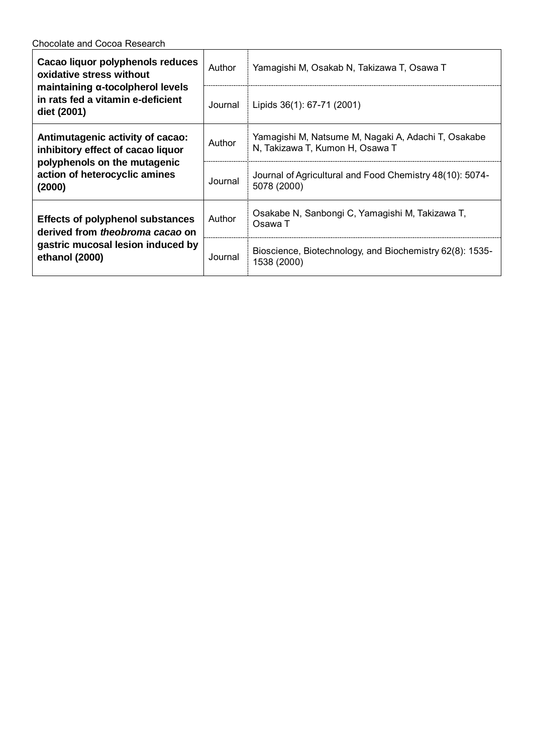Chocolate and Cocoa Research

| | | |
|---|---|---|
| **Cacao liquor polyphenols reduces oxidative stress without maintaining α-tocolpherol levels in rats fed a vitamin e-deficient diet (2001)** | Author | Yamagishi M, Osakab N, Takizawa T, Osawa T |
| | Journal | Lipids 36(1): 67-71 (2001) |
| **Antimutagenic activity of cacao: inhibitory effect of cacao liquor polyphenols on the mutagenic action of heterocyclic amines (2000)** | Author | Yamagishi M, Natsume M, Nagaki A, Adachi T, Osakabe N, Takizawa T, Kumon H, Osawa T |
| | Journal | Journal of Agricultural and Food Chemistry 48(10): 5074-5078 (2000) |
| **Effects of polyphenol substances derived from *theobroma cacao* on gastric mucosal lesion induced by ethanol (2000)** | Author | Osakabe N, Sanbongi C, Yamagishi M, Takizawa T, Osawa T |
| | Journal | Bioscience, Biotechnology, and Biochemistry 62(8): 1535-1538 (2000) |